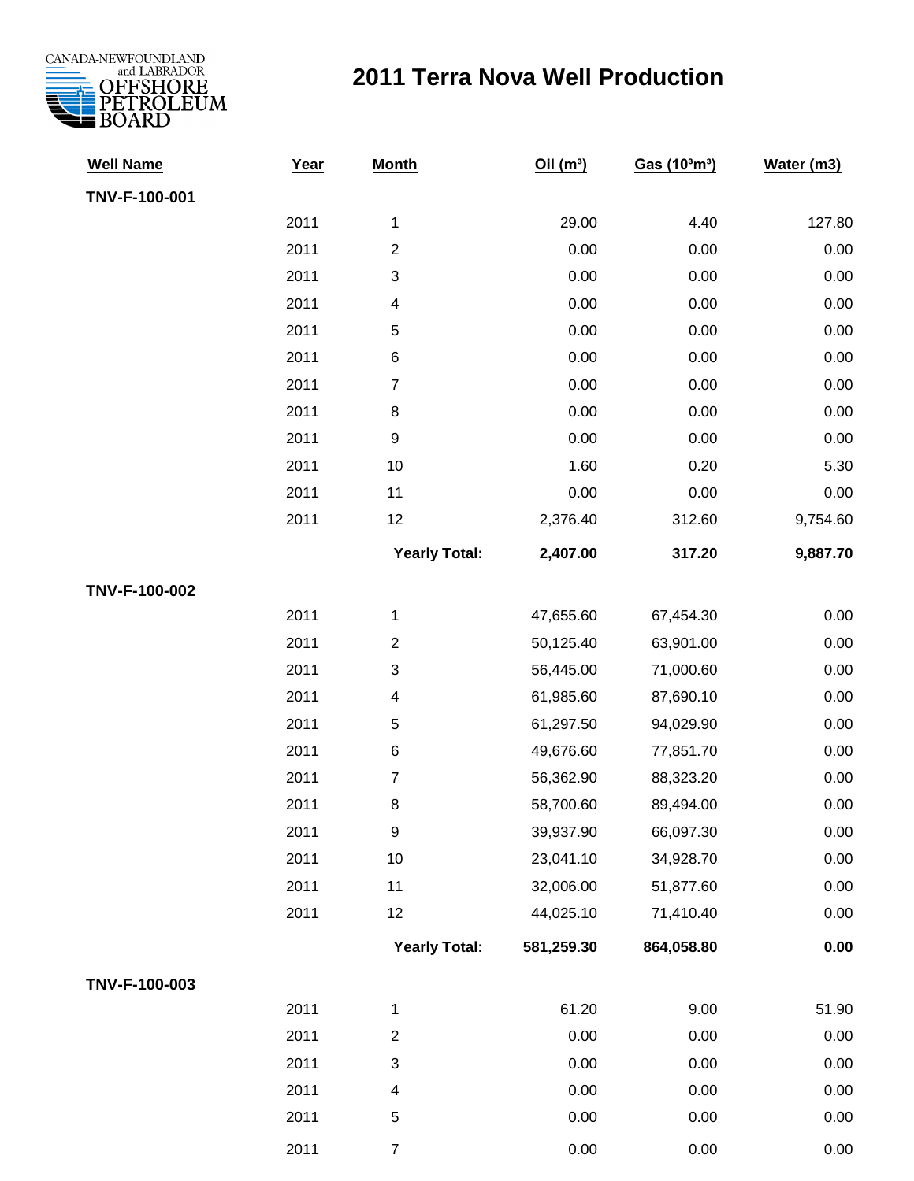CANADA-NEWFOUNDLAND and LABRADOR OFFSHORE PETROLEUM BOARD

# 2011 Terra Nova Well Production

| Well Name | Year | Month | Oil ($m^3$) | Gas ($10^3m^3$) | Water (m3) |
|---|---|---|---|---|---|
| **TNV-F-100-001** | | | | | |
| | 2011 | 1 | 29.00 | 4.40 | 127.80 |
| | 2011 | 2 | 0.00 | 0.00 | 0.00 |
| | 2011 | 3 | 0.00 | 0.00 | 0.00 |
| | 2011 | 4 | 0.00 | 0.00 | 0.00 |
| | 2011 | 5 | 0.00 | 0.00 | 0.00 |
| | 2011 | 6 | 0.00 | 0.00 | 0.00 |
| | 2011 | 7 | 0.00 | 0.00 | 0.00 |
| | 2011 | 8 | 0.00 | 0.00 | 0.00 |
| | 2011 | 9 | 0.00 | 0.00 | 0.00 |
| | 2011 | 10 | 1.60 | 0.20 | 5.30 |
| | 2011 | 11 | 0.00 | 0.00 | 0.00 |
| | 2011 | 12 | 2,376.40 | 312.60 | 9,754.60 |
| | | **Yearly Total:** | **2,407.00** | **317.20** | **9,887.70** |
| **TNV-F-100-002** | | | | | |
| | 2011 | 1 | 47,655.60 | 67,454.30 | 0.00 |
| | 2011 | 2 | 50,125.40 | 63,901.00 | 0.00 |
| | 2011 | 3 | 56,445.00 | 71,000.60 | 0.00 |
| | 2011 | 4 | 61,985.60 | 87,690.10 | 0.00 |
| | 2011 | 5 | 61,297.50 | 94,029.90 | 0.00 |
| | 2011 | 6 | 49,676.60 | 77,851.70 | 0.00 |
| | 2011 | 7 | 56,362.90 | 88,323.20 | 0.00 |
| | 2011 | 8 | 58,700.60 | 89,494.00 | 0.00 |
| | 2011 | 9 | 39,937.90 | 66,097.30 | 0.00 |
| | 2011 | 10 | 23,041.10 | 34,928.70 | 0.00 |
| | 2011 | 11 | 32,006.00 | 51,877.60 | 0.00 |
| | 2011 | 12 | 44,025.10 | 71,410.40 | 0.00 |
| | | **Yearly Total:** | **581,259.30** | **864,058.80** | **0.00** |
| **TNV-F-100-003** | | | | | |
| | 2011 | 1 | 61.20 | 9.00 | 51.90 |
| | 2011 | 2 | 0.00 | 0.00 | 0.00 |
| | 2011 | 3 | 0.00 | 0.00 | 0.00 |
| | 2011 | 4 | 0.00 | 0.00 | 0.00 |
| | 2011 | 5 | 0.00 | 0.00 | 0.00 |
| | 2011 | 7 | 0.00 | 0.00 | 0.00 |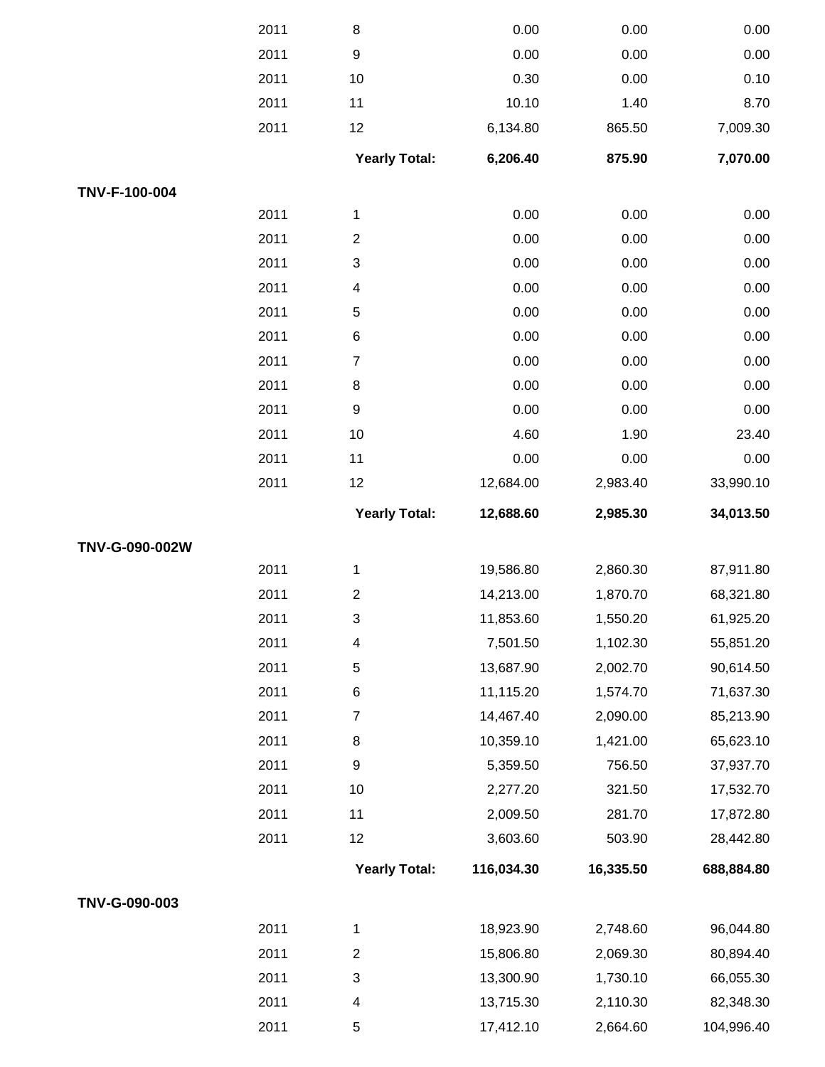| | | | | | |
|---|---|---|---|---|---|
| | 2011 | 8 | 0.00 | 0.00 | 0.00 |
| | 2011 | 9 | 0.00 | 0.00 | 0.00 |
| | 2011 | 10 | 0.30 | 0.00 | 0.10 |
| | 2011 | 11 | 10.10 | 1.40 | 8.70 |
| | 2011 | 12 | 6,134.80 | 865.50 | 7,009.30 |
| | | **Yearly Total:** | **6,206.40** | **875.90** | **7,070.00** |
| **TNV-F-100-004** | | | | | |
| | 2011 | 1 | 0.00 | 0.00 | 0.00 |
| | 2011 | 2 | 0.00 | 0.00 | 0.00 |
| | 2011 | 3 | 0.00 | 0.00 | 0.00 |
| | 2011 | 4 | 0.00 | 0.00 | 0.00 |
| | 2011 | 5 | 0.00 | 0.00 | 0.00 |
| | 2011 | 6 | 0.00 | 0.00 | 0.00 |
| | 2011 | 7 | 0.00 | 0.00 | 0.00 |
| | 2011 | 8 | 0.00 | 0.00 | 0.00 |
| | 2011 | 9 | 0.00 | 0.00 | 0.00 |
| | 2011 | 10 | 4.60 | 1.90 | 23.40 |
| | 2011 | 11 | 0.00 | 0.00 | 0.00 |
| | 2011 | 12 | 12,684.00 | 2,983.40 | 33,990.10 |
| | | **Yearly Total:** | **12,688.60** | **2,985.30** | **34,013.50** |
| **TNV-G-090-002W** | | | | | |
| | 2011 | 1 | 19,586.80 | 2,860.30 | 87,911.80 |
| | 2011 | 2 | 14,213.00 | 1,870.70 | 68,321.80 |
| | 2011 | 3 | 11,853.60 | 1,550.20 | 61,925.20 |
| | 2011 | 4 | 7,501.50 | 1,102.30 | 55,851.20 |
| | 2011 | 5 | 13,687.90 | 2,002.70 | 90,614.50 |
| | 2011 | 6 | 11,115.20 | 1,574.70 | 71,637.30 |
| | 2011 | 7 | 14,467.40 | 2,090.00 | 85,213.90 |
| | 2011 | 8 | 10,359.10 | 1,421.00 | 65,623.10 |
| | 2011 | 9 | 5,359.50 | 756.50 | 37,937.70 |
| | 2011 | 10 | 2,277.20 | 321.50 | 17,532.70 |
| | 2011 | 11 | 2,009.50 | 281.70 | 17,872.80 |
| | 2011 | 12 | 3,603.60 | 503.90 | 28,442.80 |
| | | **Yearly Total:** | **116,034.30** | **16,335.50** | **688,884.80** |
| **TNV-G-090-003** | | | | | |
| | 2011 | 1 | 18,923.90 | 2,748.60 | 96,044.80 |
| | 2011 | 2 | 15,806.80 | 2,069.30 | 80,894.40 |
| | 2011 | 3 | 13,300.90 | 1,730.10 | 66,055.30 |
| | 2011 | 4 | 13,715.30 | 2,110.30 | 82,348.30 |
| | 2011 | 5 | 17,412.10 | 2,664.60 | 104,996.40 |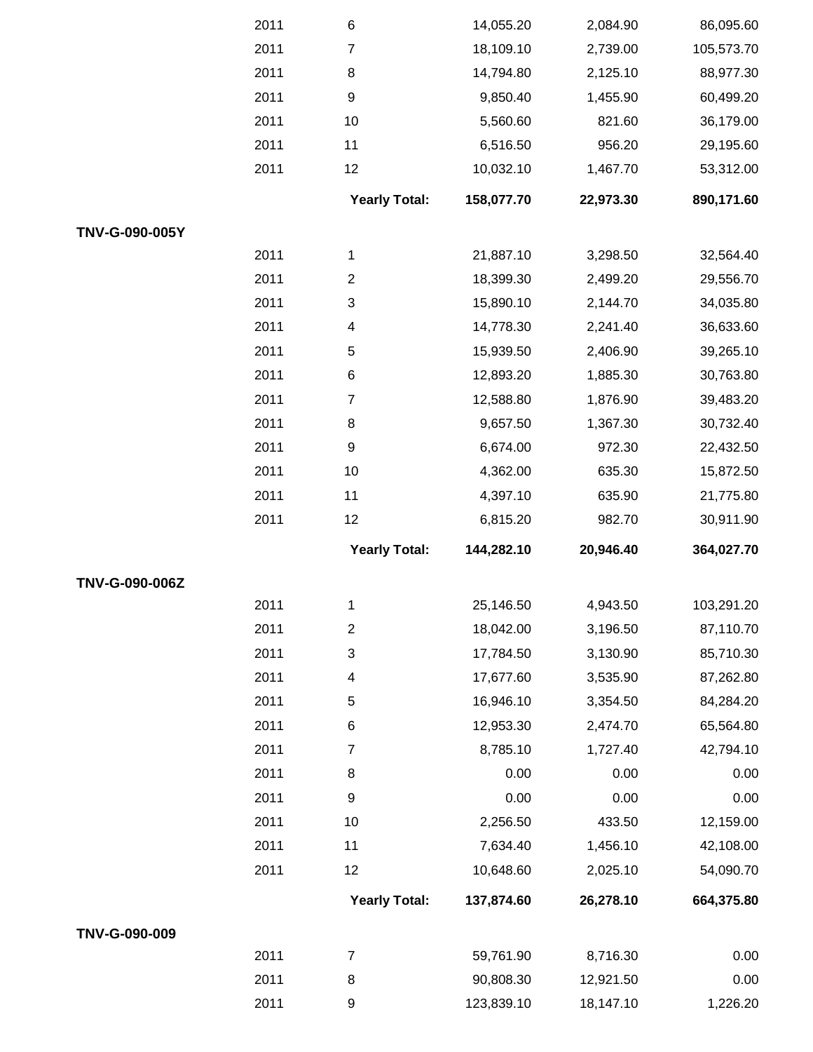| | Year | Month | | | |
|---|---|---|---|---|---|
| | 2011 | 6 | 14,055.20 | 2,084.90 | 86,095.60 |
| | 2011 | 7 | 18,109.10 | 2,739.00 | 105,573.70 |
| | 2011 | 8 | 14,794.80 | 2,125.10 | 88,977.30 |
| | 2011 | 9 | 9,850.40 | 1,455.90 | 60,499.20 |
| | 2011 | 10 | 5,560.60 | 821.60 | 36,179.00 |
| | 2011 | 11 | 6,516.50 | 956.20 | 29,195.60 |
| | 2011 | 12 | 10,032.10 | 1,467.70 | 53,312.00 |
| | | **Yearly Total:** | **158,077.70** | **22,973.30** | **890,171.60** |
| **TNV-G-090-005Y** | | | | | |
| | 2011 | 1 | 21,887.10 | 3,298.50 | 32,564.40 |
| | 2011 | 2 | 18,399.30 | 2,499.20 | 29,556.70 |
| | 2011 | 3 | 15,890.10 | 2,144.70 | 34,035.80 |
| | 2011 | 4 | 14,778.30 | 2,241.40 | 36,633.60 |
| | 2011 | 5 | 15,939.50 | 2,406.90 | 39,265.10 |
| | 2011 | 6 | 12,893.20 | 1,885.30 | 30,763.80 |
| | 2011 | 7 | 12,588.80 | 1,876.90 | 39,483.20 |
| | 2011 | 8 | 9,657.50 | 1,367.30 | 30,732.40 |
| | 2011 | 9 | 6,674.00 | 972.30 | 22,432.50 |
| | 2011 | 10 | 4,362.00 | 635.30 | 15,872.50 |
| | 2011 | 11 | 4,397.10 | 635.90 | 21,775.80 |
| | 2011 | 12 | 6,815.20 | 982.70 | 30,911.90 |
| | | **Yearly Total:** | **144,282.10** | **20,946.40** | **364,027.70** |
| **TNV-G-090-006Z** | | | | | |
| | 2011 | 1 | 25,146.50 | 4,943.50 | 103,291.20 |
| | 2011 | 2 | 18,042.00 | 3,196.50 | 87,110.70 |
| | 2011 | 3 | 17,784.50 | 3,130.90 | 85,710.30 |
| | 2011 | 4 | 17,677.60 | 3,535.90 | 87,262.80 |
| | 2011 | 5 | 16,946.10 | 3,354.50 | 84,284.20 |
| | 2011 | 6 | 12,953.30 | 2,474.70 | 65,564.80 |
| | 2011 | 7 | 8,785.10 | 1,727.40 | 42,794.10 |
| | 2011 | 8 | 0.00 | 0.00 | 0.00 |
| | 2011 | 9 | 0.00 | 0.00 | 0.00 |
| | 2011 | 10 | 2,256.50 | 433.50 | 12,159.00 |
| | 2011 | 11 | 7,634.40 | 1,456.10 | 42,108.00 |
| | 2011 | 12 | 10,648.60 | 2,025.10 | 54,090.70 |
| | | **Yearly Total:** | **137,874.60** | **26,278.10** | **664,375.80** |
| **TNV-G-090-009** | | | | | |
| | 2011 | 7 | 59,761.90 | 8,716.30 | 0.00 |
| | 2011 | 8 | 90,808.30 | 12,921.50 | 0.00 |
| | 2011 | 9 | 123,839.10 | 18,147.10 | 1,226.20 |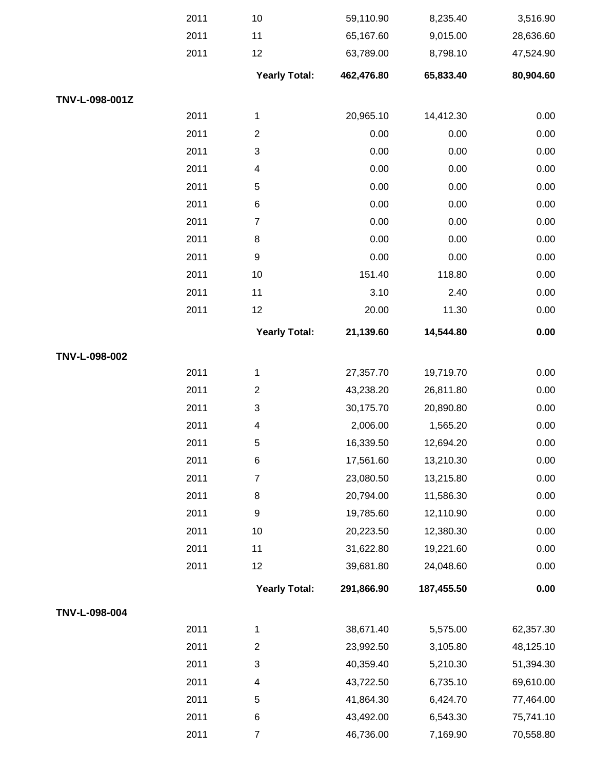| | | | | | |
|---|---|---|---|---|---|
| | 2011 | 10 | 59,110.90 | 8,235.40 | 3,516.90 |
| | 2011 | 11 | 65,167.60 | 9,015.00 | 28,636.60 |
| | 2011 | 12 | 63,789.00 | 8,798.10 | 47,524.90 |
| | | **Yearly Total:** | **462,476.80** | **65,833.40** | **80,904.60** |
| **TNV-L-098-001Z** | | | | | |
| | 2011 | 1 | 20,965.10 | 14,412.30 | 0.00 |
| | 2011 | 2 | 0.00 | 0.00 | 0.00 |
| | 2011 | 3 | 0.00 | 0.00 | 0.00 |
| | 2011 | 4 | 0.00 | 0.00 | 0.00 |
| | 2011 | 5 | 0.00 | 0.00 | 0.00 |
| | 2011 | 6 | 0.00 | 0.00 | 0.00 |
| | 2011 | 7 | 0.00 | 0.00 | 0.00 |
| | 2011 | 8 | 0.00 | 0.00 | 0.00 |
| | 2011 | 9 | 0.00 | 0.00 | 0.00 |
| | 2011 | 10 | 151.40 | 118.80 | 0.00 |
| | 2011 | 11 | 3.10 | 2.40 | 0.00 |
| | 2011 | 12 | 20.00 | 11.30 | 0.00 |
| | | **Yearly Total:** | **21,139.60** | **14,544.80** | **0.00** |
| **TNV-L-098-002** | | | | | |
| | 2011 | 1 | 27,357.70 | 19,719.70 | 0.00 |
| | 2011 | 2 | 43,238.20 | 26,811.80 | 0.00 |
| | 2011 | 3 | 30,175.70 | 20,890.80 | 0.00 |
| | 2011 | 4 | 2,006.00 | 1,565.20 | 0.00 |
| | 2011 | 5 | 16,339.50 | 12,694.20 | 0.00 |
| | 2011 | 6 | 17,561.60 | 13,210.30 | 0.00 |
| | 2011 | 7 | 23,080.50 | 13,215.80 | 0.00 |
| | 2011 | 8 | 20,794.00 | 11,586.30 | 0.00 |
| | 2011 | 9 | 19,785.60 | 12,110.90 | 0.00 |
| | 2011 | 10 | 20,223.50 | 12,380.30 | 0.00 |
| | 2011 | 11 | 31,622.80 | 19,221.60 | 0.00 |
| | 2011 | 12 | 39,681.80 | 24,048.60 | 0.00 |
| | | **Yearly Total:** | **291,866.90** | **187,455.50** | **0.00** |
| **TNV-L-098-004** | | | | | |
| | 2011 | 1 | 38,671.40 | 5,575.00 | 62,357.30 |
| | 2011 | 2 | 23,992.50 | 3,105.80 | 48,125.10 |
| | 2011 | 3 | 40,359.40 | 5,210.30 | 51,394.30 |
| | 2011 | 4 | 43,722.50 | 6,735.10 | 69,610.00 |
| | 2011 | 5 | 41,864.30 | 6,424.70 | 77,464.00 |
| | 2011 | 6 | 43,492.00 | 6,543.30 | 75,741.10 |
| | 2011 | 7 | 46,736.00 | 7,169.90 | 70,558.80 |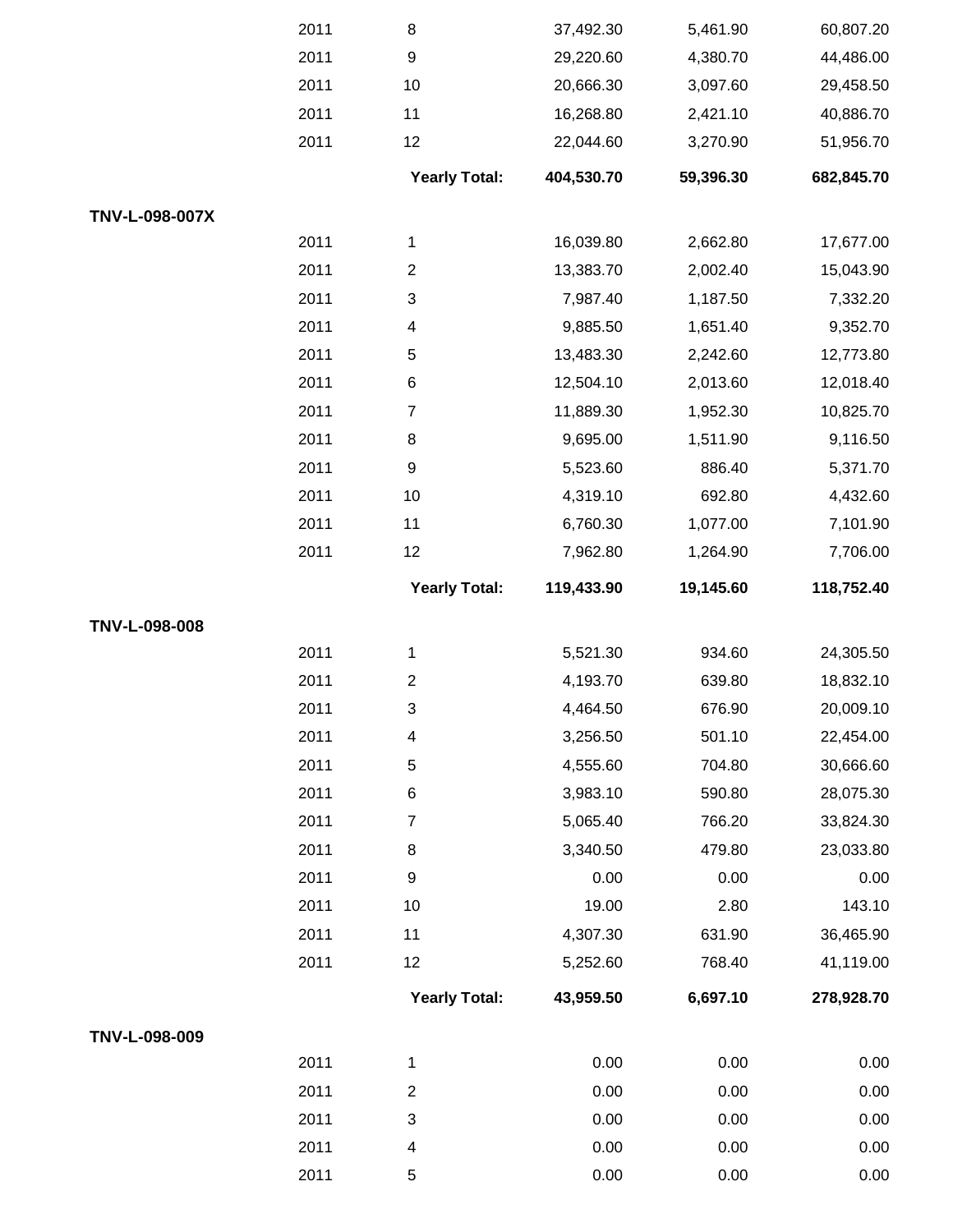| | | | | | |
|---|---|---|---|---|---|
| | 2011 | 8 | 37,492.30 | 5,461.90 | 60,807.20 |
| | 2011 | 9 | 29,220.60 | 4,380.70 | 44,486.00 |
| | 2011 | 10 | 20,666.30 | 3,097.60 | 29,458.50 |
| | 2011 | 11 | 16,268.80 | 2,421.10 | 40,886.70 |
| | 2011 | 12 | 22,044.60 | 3,270.90 | 51,956.70 |
| | | **Yearly Total:** | **404,530.70** | **59,396.30** | **682,845.70** |
| **TNV-L-098-007X** | | | | | |
| | 2011 | 1 | 16,039.80 | 2,662.80 | 17,677.00 |
| | 2011 | 2 | 13,383.70 | 2,002.40 | 15,043.90 |
| | 2011 | 3 | 7,987.40 | 1,187.50 | 7,332.20 |
| | 2011 | 4 | 9,885.50 | 1,651.40 | 9,352.70 |
| | 2011 | 5 | 13,483.30 | 2,242.60 | 12,773.80 |
| | 2011 | 6 | 12,504.10 | 2,013.60 | 12,018.40 |
| | 2011 | 7 | 11,889.30 | 1,952.30 | 10,825.70 |
| | 2011 | 8 | 9,695.00 | 1,511.90 | 9,116.50 |
| | 2011 | 9 | 5,523.60 | 886.40 | 5,371.70 |
| | 2011 | 10 | 4,319.10 | 692.80 | 4,432.60 |
| | 2011 | 11 | 6,760.30 | 1,077.00 | 7,101.90 |
| | 2011 | 12 | 7,962.80 | 1,264.90 | 7,706.00 |
| | | **Yearly Total:** | **119,433.90** | **19,145.60** | **118,752.40** |
| **TNV-L-098-008** | | | | | |
| | 2011 | 1 | 5,521.30 | 934.60 | 24,305.50 |
| | 2011 | 2 | 4,193.70 | 639.80 | 18,832.10 |
| | 2011 | 3 | 4,464.50 | 676.90 | 20,009.10 |
| | 2011 | 4 | 3,256.50 | 501.10 | 22,454.00 |
| | 2011 | 5 | 4,555.60 | 704.80 | 30,666.60 |
| | 2011 | 6 | 3,983.10 | 590.80 | 28,075.30 |
| | 2011 | 7 | 5,065.40 | 766.20 | 33,824.30 |
| | 2011 | 8 | 3,340.50 | 479.80 | 23,033.80 |
| | 2011 | 9 | 0.00 | 0.00 | 0.00 |
| | 2011 | 10 | 19.00 | 2.80 | 143.10 |
| | 2011 | 11 | 4,307.30 | 631.90 | 36,465.90 |
| | 2011 | 12 | 5,252.60 | 768.40 | 41,119.00 |
| | | **Yearly Total:** | **43,959.50** | **6,697.10** | **278,928.70** |
| **TNV-L-098-009** | | | | | |
| | 2011 | 1 | 0.00 | 0.00 | 0.00 |
| | 2011 | 2 | 0.00 | 0.00 | 0.00 |
| | 2011 | 3 | 0.00 | 0.00 | 0.00 |
| | 2011 | 4 | 0.00 | 0.00 | 0.00 |
| | 2011 | 5 | 0.00 | 0.00 | 0.00 |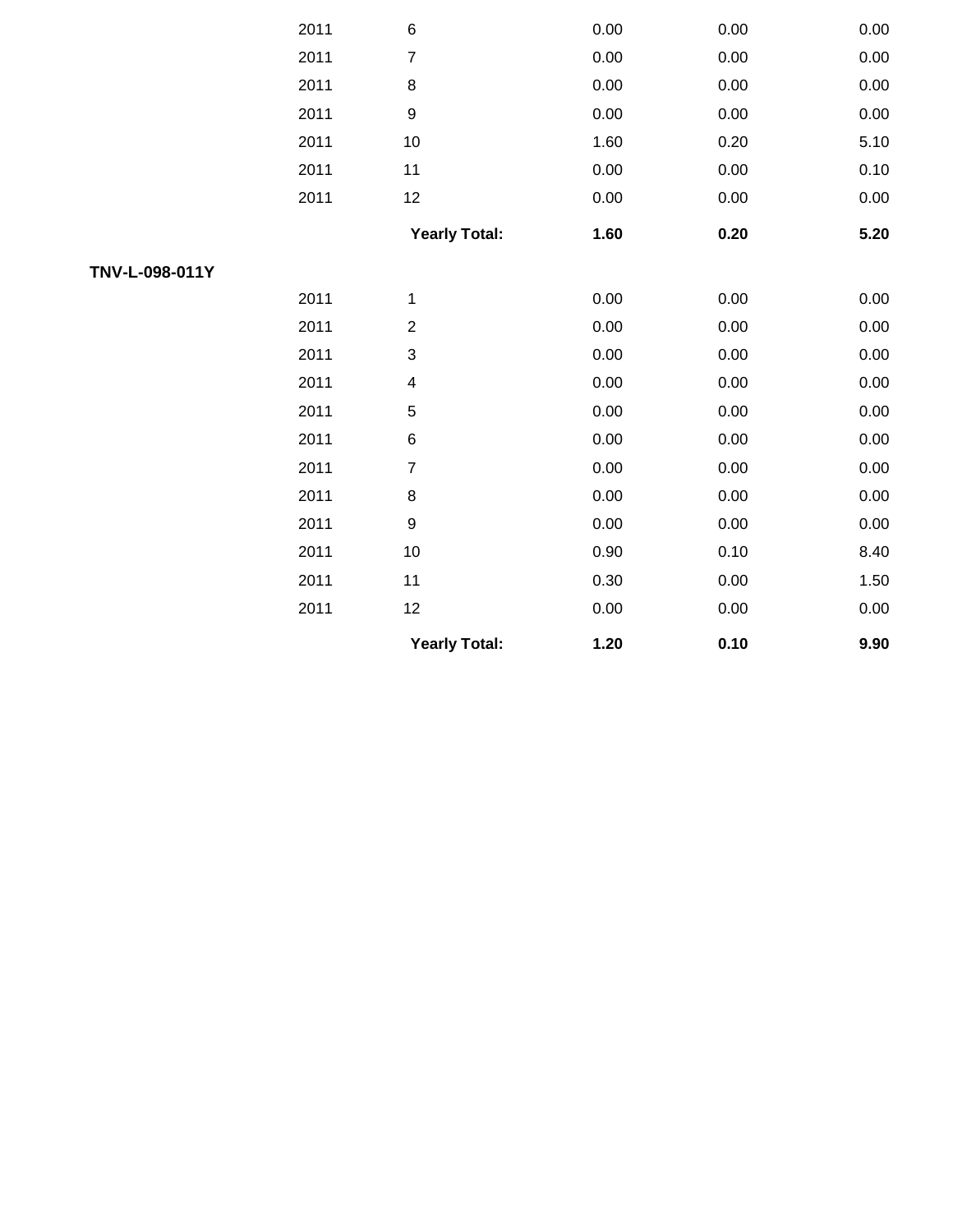| | | | | | |
|---|---|---|---|---|---|
| | 2011 | 6 | 0.00 | 0.00 | 0.00 |
| | 2011 | 7 | 0.00 | 0.00 | 0.00 |
| | 2011 | 8 | 0.00 | 0.00 | 0.00 |
| | 2011 | 9 | 0.00 | 0.00 | 0.00 |
| | 2011 | 10 | 1.60 | 0.20 | 5.10 |
| | 2011 | 11 | 0.00 | 0.00 | 0.10 |
| | 2011 | 12 | 0.00 | 0.00 | 0.00 |
| | | **Yearly Total:** | **1.60** | **0.20** | **5.20** |
| **TNV-L-098-011Y** | | | | | |
| | 2011 | 1 | 0.00 | 0.00 | 0.00 |
| | 2011 | 2 | 0.00 | 0.00 | 0.00 |
| | 2011 | 3 | 0.00 | 0.00 | 0.00 |
| | 2011 | 4 | 0.00 | 0.00 | 0.00 |
| | 2011 | 5 | 0.00 | 0.00 | 0.00 |
| | 2011 | 6 | 0.00 | 0.00 | 0.00 |
| | 2011 | 7 | 0.00 | 0.00 | 0.00 |
| | 2011 | 8 | 0.00 | 0.00 | 0.00 |
| | 2011 | 9 | 0.00 | 0.00 | 0.00 |
| | 2011 | 10 | 0.90 | 0.10 | 8.40 |
| | 2011 | 11 | 0.30 | 0.00 | 1.50 |
| | 2011 | 12 | 0.00 | 0.00 | 0.00 |
| | | **Yearly Total:** | **1.20** | **0.10** | **9.90** |